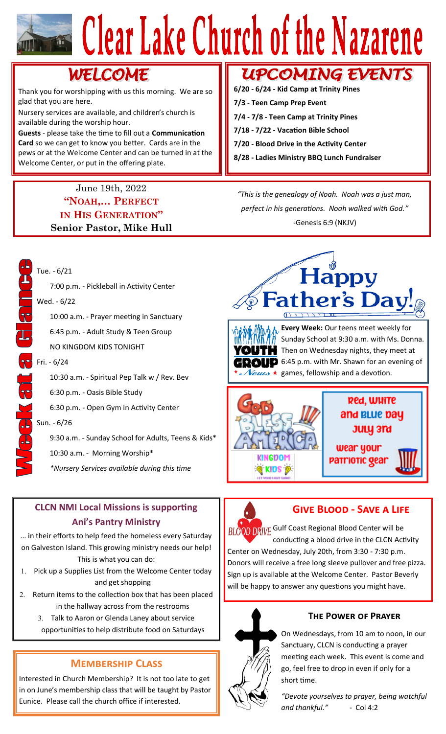# Clear Lake Church of the Nazarene

## WELCOME

Thank you for worshipping with us this morning. We are so glad that you are here.

Nursery services are available, and children's church is available during the worship hour.

**Guests** - please take the time to fill out a **Communication Card** so we can get to know you better. Cards are in the pews or at the Welcome Center and can be turned in at the Welcome Center, or put in the offering plate.

## UPCOMING EVENTS

**6/20 - 6/24 - Kid Camp at Trinity Pines**

**7/3 - Teen Camp Prep Event**

**7/4 - 7/8 - Teen Camp at Trinity Pines**

**7/18 - 7/22 - Vacation Bible School**

**7/20 - Blood Drive in the Activity Center**

**8/28 - Ladies Ministry BBQ Lunch Fundraiser**

June 19th, 2022
**"NOAH,... PERFECT IN HIS GENERATION"**
**Senior Pastor, Mike Hull**

*"This is the genealogy of Noah. Noah was a just man, perfect in his generations. Noah walked with God."*
-Genesis 6:9 (NKJV)

## Week at a Glance

Tue. - 6/21
- 7:00 p.m. - Pickleball in Activity Center

Wed. - 6/22
- 10:00 a.m. - Prayer meeting in Sanctuary
- 6:45 p.m. - Adult Study & Teen Group
- NO KINGDOM KIDS TONIGHT

Fri. - 6/24
- 10:30 a.m. - Spiritual Pep Talk w / Rev. Bev
- 6:30 p.m. - Oasis Bible Study
- 6:30 p.m. - Open Gym in Activity Center

Sun. - 6/26
- 9:30 a.m. - Sunday School for Adults, Teens & Kids*
- 10:30 a.m. - Morning Worship*

*\*Nursery Services available during this time*

## Happy Father's Day!

**YOUTH GROUP News**

**Every Week:** Our teens meet weekly for Sunday School at 9:30 a.m. with Ms. Donna. Then on Wednesday nights, they meet at 6:45 p.m. with Mr. Shawn for an evening of games, fellowship and a devotion.

GOD BLESS AMERICA — KINGDOM KIDS

**Red, White and Blue Day**
**July 3rd**
**Wear your patriotic gear**

### CLCN NMI Local Missions is supporting Ani's Pantry Ministry

… in their efforts to help feed the homeless every Saturday on Galveston Island. This growing ministry needs our help! This is what you can do:

1. Pick up a Supplies List from the Welcome Center today and get shopping
2. Return items to the collection box that has been placed in the hallway across from the restrooms
3. Talk to Aaron or Glenda Laney about service opportunities to help distribute food on Saturdays

### Give Blood - Save a Life

BLOOD DRIVE

Gulf Coast Regional Blood Center will be conducting a blood drive in the CLCN Activity Center on Wednesday, July 20th, from 3:30 - 7:30 p.m. Donors will receive a free long sleeve pullover and free pizza. Sign up is available at the Welcome Center. Pastor Beverly will be happy to answer any questions you might have.

### Membership Class

Interested in Church Membership? It is not too late to get in on June's membership class that will be taught by Pastor Eunice. Please call the church office if interested.

### The Power of Prayer

On Wednesdays, from 10 am to noon, in our Sanctuary, CLCN is conducting a prayer meeting each week. This event is come and go, feel free to drop in even if only for a short time.

*"Devote yourselves to prayer, being watchful and thankful."* - Col 4:2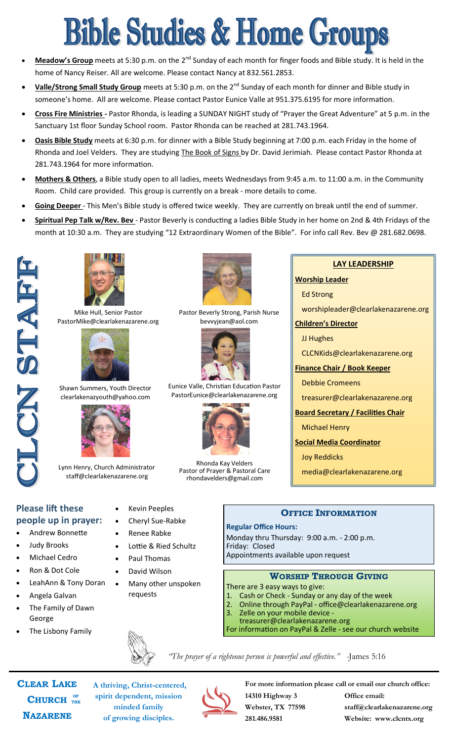# Bible Studies & Home Groups

- **Meadow's Group** meets at 5:30 p.m. on the 2nd Sunday of each month for finger foods and Bible study. It is held in the home of Nancy Reiser. All are welcome. Please contact Nancy at 832.561.2853.
- **Valle/Strong Small Study Group** meets at 5:30 p.m. on the 2nd Sunday of each month for dinner and Bible study in someone's home. All are welcome. Please contact Pastor Eunice Valle at 951.375.6195 for more information.
- **Cross Fire Ministries -** Pastor Rhonda, is leading a SUNDAY NIGHT study of "Prayer the Great Adventure" at 5 p.m. in the Sanctuary 1st floor Sunday School room. Pastor Rhonda can be reached at 281.743.1964.
- **Oasis Bible Study** meets at 6:30 p.m. for dinner with a Bible Study beginning at 7:00 p.m. each Friday in the home of Rhonda and Joel Velders. They are studying The Book of Signs by Dr. David Jerimiah. Please contact Pastor Rhonda at 281.743.1964 for more information.
- **Mothers & Others**, a Bible study open to all ladies, meets Wednesdays from 9:45 a.m. to 11:00 a.m. in the Community Room. Child care provided. This group is currently on a break - more details to come.
- **Going Deeper** - This Men's Bible study is offered twice weekly. They are currently on break until the end of summer.
- **Spiritual Pep Talk w/Rev. Bev** - Pastor Beverly is conducting a ladies Bible Study in her home on 2nd & 4th Fridays of the month at 10:30 a.m. They are studying "12 Extraordinary Women of the Bible". For info call Rev. Bev @ 281.682.0698.

## CLCN STAFF

Mike Hull, Senior Pastor
PastorMike@clearlakenazarene.org

Pastor Beverly Strong, Parish Nurse
bevvyjean@aol.com

Shawn Summers, Youth Director
clearlakenazyouth@yahoo.com

Eunice Valle, Christian Education Pastor
PastorEunice@clearlakenazarene.org

Lynn Henry, Church Administrator
staff@clearlakenazarene.org

Rhonda Kay Velders
Pastor of Prayer & Pastoral Care
rhondavelders@gmail.com

### LAY LEADERSHIP

**Worship Leader**
Ed Strong
worshipleader@clearlakenazarene.org

**Children's Director**
JJ Hughes
CLCNKids@clearlakenazarene.org

**Finance Chair / Book Keeper**
Debbie Cromeens
treasurer@clearlakenazarene.org

**Board Secretary / Facilities Chair**
Michael Henry

**Social Media Coordinator**
Joy Reddicks
media@clearlakenazarene.org

## Please lift these people up in prayer:

- Andrew Bonnette
- Judy Brooks
- Michael Cedro
- Ron & Dot Cole
- LeahAnn & Tony Doran
- Angela Galvan
- The Family of Dawn George
- The Lisbony Family
- Kevin Peeples
- Cheryl Sue-Rabke
- Renee Rabke
- Lottie & Ried Schultz
- Paul Thomas
- David Wilson
- Many other unspoken requests

## Office Information

**Regular Office Hours:**
Monday thru Thursday: 9:00 a.m. - 2:00 p.m.
Friday: Closed
Appointments available upon request

## Worship Through Giving

There are 3 easy ways to give:

1. Cash or Check - Sunday or any day of the week
2. Online through PayPal - office@clearlakenazarene.org
3. Zelle on your mobile device - treasurer@clearlakenazarene.org

For information on PayPal & Zelle - see our church website

*"The prayer of a righteous person is powerful and effective."* -James 5:16

**Clear Lake Church of the Nazarene**

**A thriving, Christ-centered, spirit dependent, mission minded family of growing disciples.**

**For more information please call or email our church office:**
14310 Highway 3
Webster, TX 77598
281.486.9581

Office email:
staff@clearlakenazarene.org
Website: www.clcntx.org